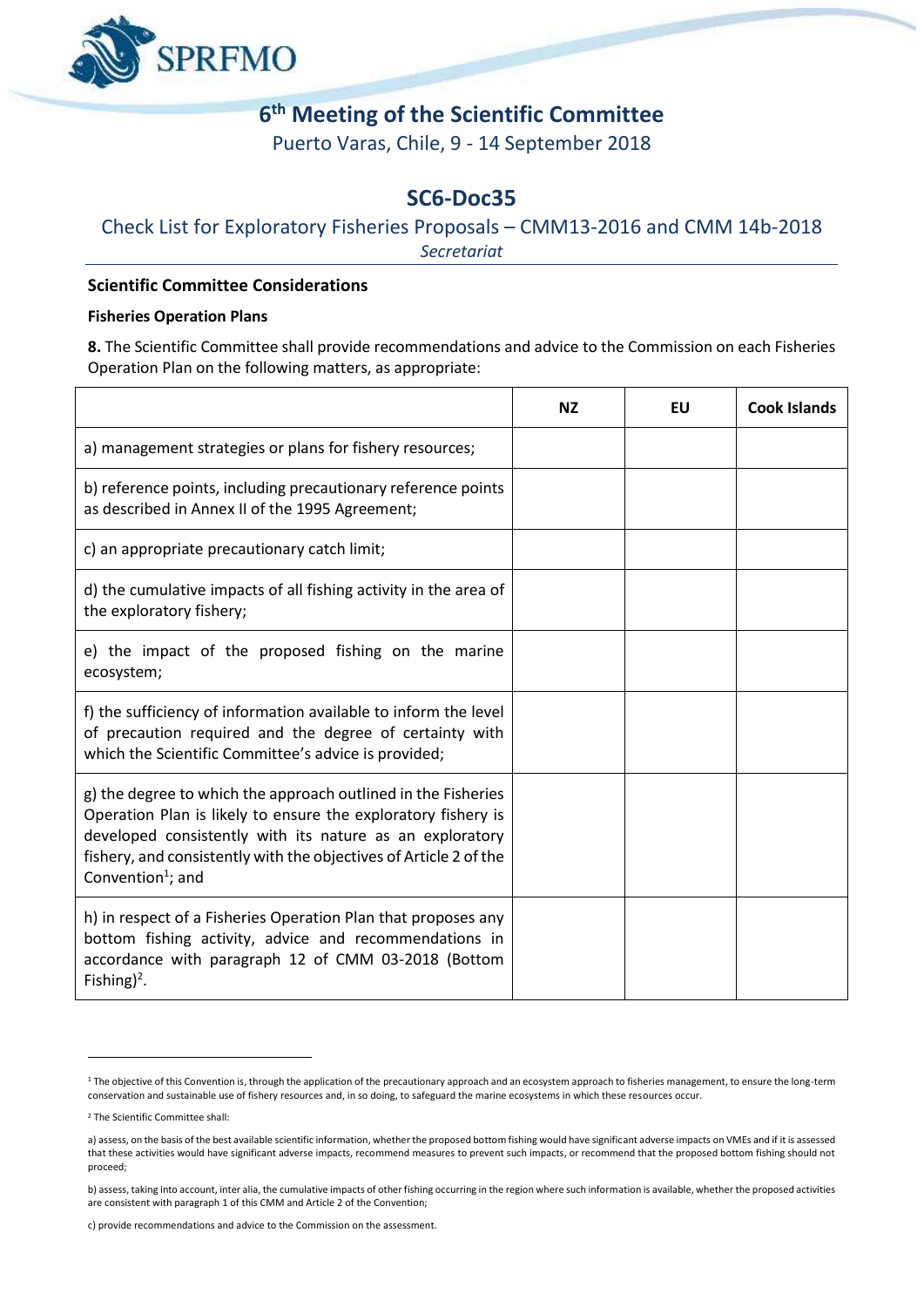# 6th Meeting of the Scientific Committee

Puerto Varas, Chile, 9 - 14 September 2018

## SC6-Doc35

### Check List for Exploratory Fisheries Proposals – CMM13-2016 and CMM 14b-2018

*Secretariat*

---

**Scientific Committee Considerations**

**Fisheries Operation Plans**

**8.** The Scientific Committee shall provide recommendations and advice to the Commission on each Fisheries Operation Plan on the following matters, as appropriate:

| | NZ | EU | Cook Islands |
|---|---|---|---|
| a) management strategies or plans for fishery resources; | | | |
| b) reference points, including precautionary reference points as described in Annex II of the 1995 Agreement; | | | |
| c) an appropriate precautionary catch limit; | | | |
| d) the cumulative impacts of all fishing activity in the area of the exploratory fishery; | | | |
| e) the impact of the proposed fishing on the marine ecosystem; | | | |
| f) the sufficiency of information available to inform the level of precaution required and the degree of certainty with which the Scientific Committee's advice is provided; | | | |
| g) the degree to which the approach outlined in the Fisheries Operation Plan is likely to ensure the exploratory fishery is developed consistently with its nature as an exploratory fishery, and consistently with the objectives of Article 2 of the Convention[1]; and | | | |
| h) in respect of a Fisheries Operation Plan that proposes any bottom fishing activity, advice and recommendations in accordance with paragraph 12 of CMM 03-2018 (Bottom Fishing)[2]. | | | |

---

[1] The objective of this Convention is, through the application of the precautionary approach and an ecosystem approach to fisheries management, to ensure the long-term conservation and sustainable use of fishery resources and, in so doing, to safeguard the marine ecosystems in which these resources occur.

[2] The Scientific Committee shall:

a) assess, on the basis of the best available scientific information, whether the proposed bottom fishing would have significant adverse impacts on VMEs and if it is assessed that these activities would have significant adverse impacts, recommend measures to prevent such impacts, or recommend that the proposed bottom fishing should not proceed;

b) assess, taking into account, inter alia, the cumulative impacts of other fishing occurring in the region where such information is available, whether the proposed activities are consistent with paragraph 1 of this CMM and Article 2 of the Convention;

c) provide recommendations and advice to the Commission on the assessment.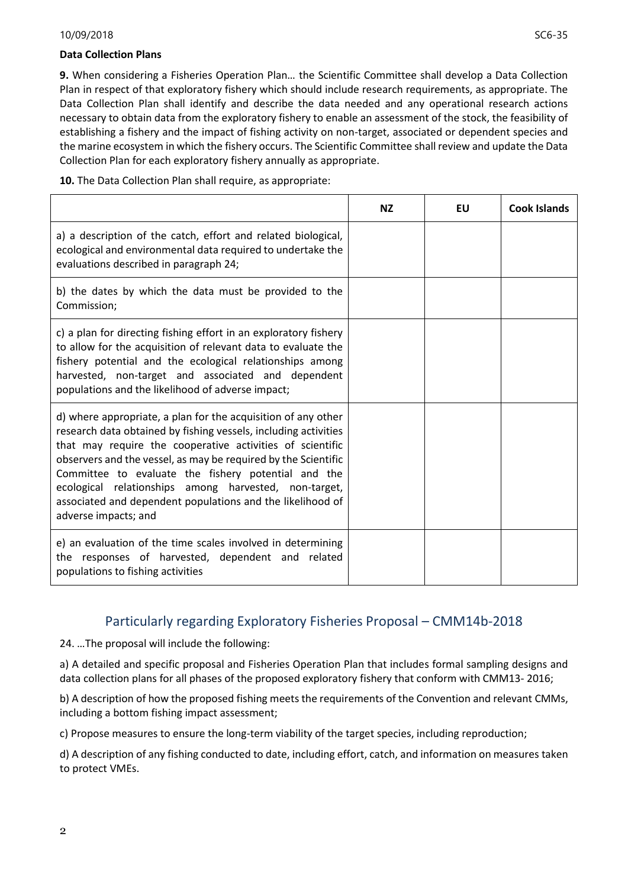**Data Collection Plans**

**9.** When considering a Fisheries Operation Plan… the Scientific Committee shall develop a Data Collection Plan in respect of that exploratory fishery which should include research requirements, as appropriate. The Data Collection Plan shall identify and describe the data needed and any operational research actions necessary to obtain data from the exploratory fishery to enable an assessment of the stock, the feasibility of establishing a fishery and the impact of fishing activity on non-target, associated or dependent species and the marine ecosystem in which the fishery occurs. The Scientific Committee shall review and update the Data Collection Plan for each exploratory fishery annually as appropriate.

**10.** The Data Collection Plan shall require, as appropriate:

| | NZ | EU | Cook Islands |
|---|---|---|---|
| a) a description of the catch, effort and related biological, ecological and environmental data required to undertake the evaluations described in paragraph 24; | | | |
| b) the dates by which the data must be provided to the Commission; | | | |
| c) a plan for directing fishing effort in an exploratory fishery to allow for the acquisition of relevant data to evaluate the fishery potential and the ecological relationships among harvested, non-target and associated and dependent populations and the likelihood of adverse impact; | | | |
| d) where appropriate, a plan for the acquisition of any other research data obtained by fishing vessels, including activities that may require the cooperative activities of scientific observers and the vessel, as may be required by the Scientific Committee to evaluate the fishery potential and the ecological relationships among harvested, non-target, associated and dependent populations and the likelihood of adverse impacts; and | | | |
| e) an evaluation of the time scales involved in determining the responses of harvested, dependent and related populations to fishing activities | | | |

## Particularly regarding Exploratory Fisheries Proposal – CMM14b-2018

24. …The proposal will include the following:

a) A detailed and specific proposal and Fisheries Operation Plan that includes formal sampling designs and data collection plans for all phases of the proposed exploratory fishery that conform with CMM13- 2016;

b) A description of how the proposed fishing meets the requirements of the Convention and relevant CMMs, including a bottom fishing impact assessment;

c) Propose measures to ensure the long-term viability of the target species, including reproduction;

d) A description of any fishing conducted to date, including effort, catch, and information on measures taken to protect VMEs.